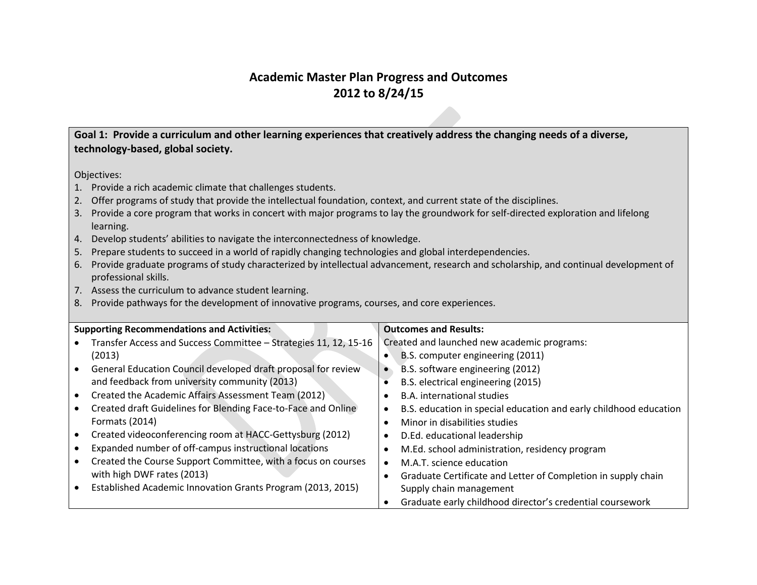# Academic Master Plan Progress and Outcomes
## 2012 to 8/24/15

**Goal 1: Provide a curriculum and other learning experiences that creatively address the changing needs of a diverse, technology-based, global society.**

Objectives:

1. Provide a rich academic climate that challenges students.
2. Offer programs of study that provide the intellectual foundation, context, and current state of the disciplines.
3. Provide a core program that works in concert with major programs to lay the groundwork for self-directed exploration and lifelong learning.
4. Develop students' abilities to navigate the interconnectedness of knowledge.
5. Prepare students to succeed in a world of rapidly changing technologies and global interdependencies.
6. Provide graduate programs of study characterized by intellectual advancement, research and scholarship, and continual development of professional skills.
7. Assess the curriculum to advance student learning.
8. Provide pathways for the development of innovative programs, courses, and core experiences.

| **Supporting Recommendations and Activities:** | **Outcomes and Results:** |
|---|---|
| • Transfer Access and Success Committee – Strategies 11, 12, 15-16 (2013)<br>• General Education Council developed draft proposal for review and feedback from university community (2013)<br>• Created the Academic Affairs Assessment Team (2012)<br>• Created draft Guidelines for Blending Face-to-Face and Online Formats (2014)<br>• Created videoconferencing room at HACC-Gettysburg (2012)<br>• Expanded number of off-campus instructional locations<br>• Created the Course Support Committee, with a focus on courses with high DWF rates (2013)<br>• Established Academic Innovation Grants Program (2013, 2015) | Created and launched new academic programs:<br>• B.S. computer engineering (2011)<br>• B.S. software engineering (2012)<br>• B.S. electrical engineering (2015)<br>• B.A. international studies<br>• B.S. education in special education and early childhood education<br>• Minor in disabilities studies<br>• D.Ed. educational leadership<br>• M.Ed. school administration, residency program<br>• M.A.T. science education<br>• Graduate Certificate and Letter of Completion in supply chain Supply chain management<br>• Graduate early childhood director's credential coursework |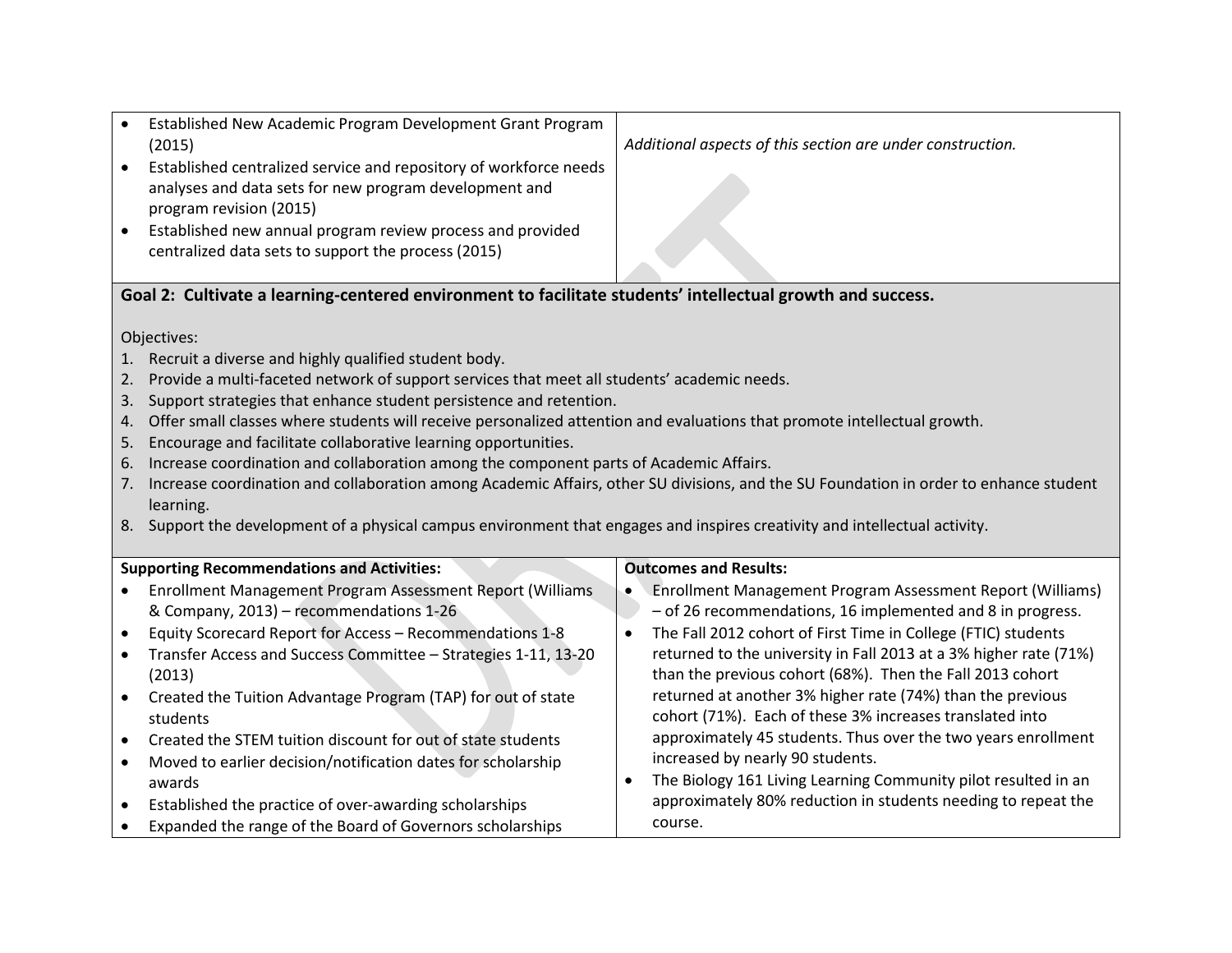| | |
|---|---|
| • Established New Academic Program Development Grant Program (2015)<br>• Established centralized service and repository of workforce needs analyses and data sets for new program development and program revision (2015)<br>• Established new annual program review process and provided centralized data sets to support the process (2015) | *Additional aspects of this section are under construction.* |

**Goal 2: Cultivate a learning-centered environment to facilitate students' intellectual growth and success.**

Objectives:

1. Recruit a diverse and highly qualified student body.
2. Provide a multi-faceted network of support services that meet all students' academic needs.
3. Support strategies that enhance student persistence and retention.
4. Offer small classes where students will receive personalized attention and evaluations that promote intellectual growth.
5. Encourage and facilitate collaborative learning opportunities.
6. Increase coordination and collaboration among the component parts of Academic Affairs.
7. Increase coordination and collaboration among Academic Affairs, other SU divisions, and the SU Foundation in order to enhance student learning.
8. Support the development of a physical campus environment that engages and inspires creativity and intellectual activity.

| **Supporting Recommendations and Activities:** | **Outcomes and Results:** |
|---|---|
| • Enrollment Management Program Assessment Report (Williams & Company, 2013) – recommendations 1-26<br>• Equity Scorecard Report for Access – Recommendations 1-8<br>• Transfer Access and Success Committee – Strategies 1-11, 13-20 (2013)<br>• Created the Tuition Advantage Program (TAP) for out of state students<br>• Created the STEM tuition discount for out of state students<br>• Moved to earlier decision/notification dates for scholarship awards<br>• Established the practice of over-awarding scholarships<br>• Expanded the range of the Board of Governors scholarships | • Enrollment Management Program Assessment Report (Williams) – of 26 recommendations, 16 implemented and 8 in progress.<br>• The Fall 2012 cohort of First Time in College (FTIC) students returned to the university in Fall 2013 at a 3% higher rate (71%) than the previous cohort (68%). Then the Fall 2013 cohort returned at another 3% higher rate (74%) than the previous cohort (71%). Each of these 3% increases translated into approximately 45 students. Thus over the two years enrollment increased by nearly 90 students.<br>• The Biology 161 Living Learning Community pilot resulted in an approximately 80% reduction in students needing to repeat the course. |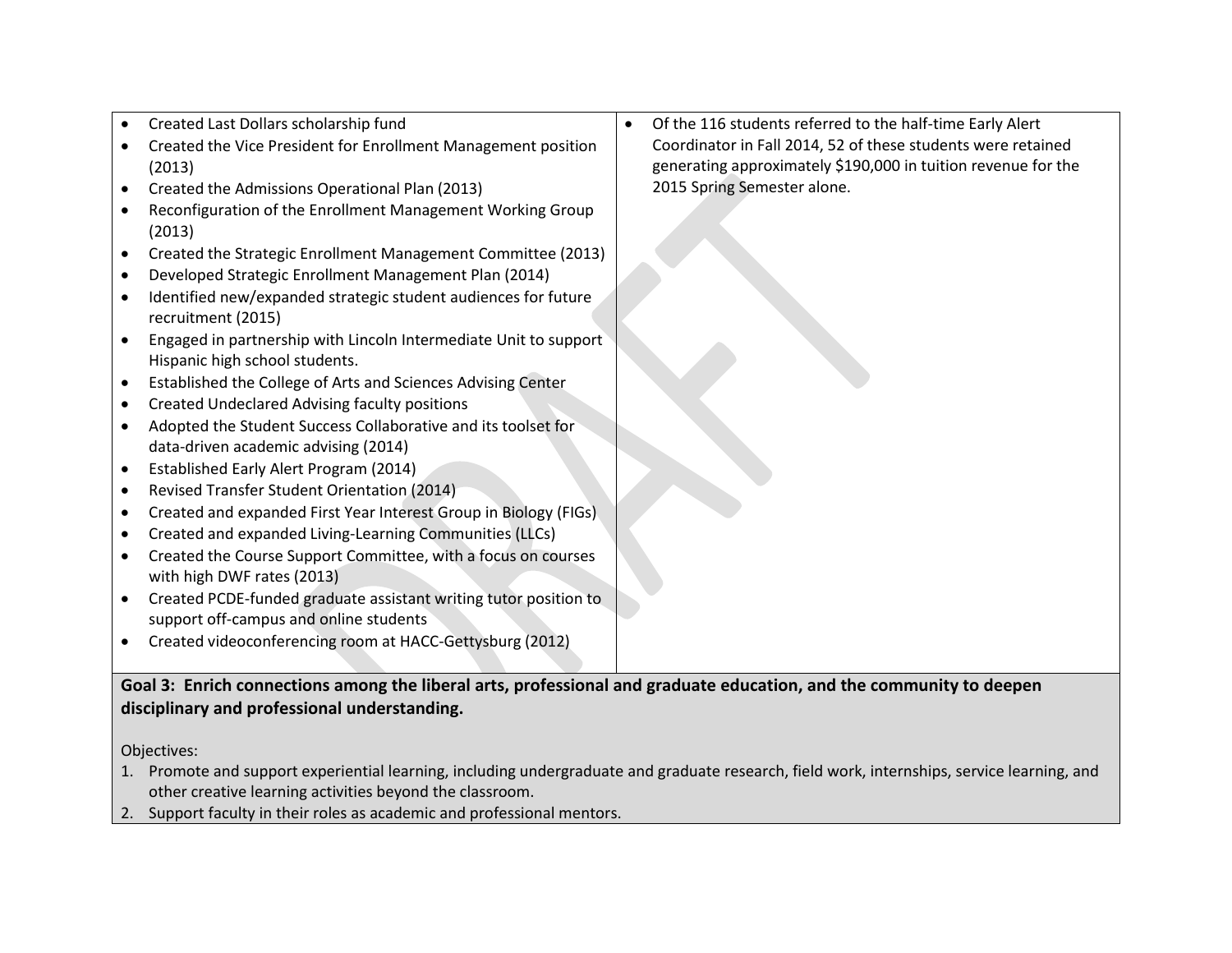| | |
|---|---|
| • Created Last Dollars scholarship fund<br>• Created the Vice President for Enrollment Management position (2013)<br>• Created the Admissions Operational Plan (2013)<br>• Reconfiguration of the Enrollment Management Working Group (2013)<br>• Created the Strategic Enrollment Management Committee (2013)<br>• Developed Strategic Enrollment Management Plan (2014)<br>• Identified new/expanded strategic student audiences for future recruitment (2015)<br>• Engaged in partnership with Lincoln Intermediate Unit to support Hispanic high school students.<br>• Established the College of Arts and Sciences Advising Center<br>• Created Undeclared Advising faculty positions<br>• Adopted the Student Success Collaborative and its toolset for data-driven academic advising (2014)<br>• Established Early Alert Program (2014)<br>• Revised Transfer Student Orientation (2014)<br>• Created and expanded First Year Interest Group in Biology (FIGs)<br>• Created and expanded Living-Learning Communities (LLCs)<br>• Created the Course Support Committee, with a focus on courses with high DWF rates (2013)<br>• Created PCDE-funded graduate assistant writing tutor position to support off-campus and online students<br>• Created videoconferencing room at HACC-Gettysburg (2012) | • Of the 116 students referred to the half-time Early Alert Coordinator in Fall 2014, 52 of these students were retained generating approximately $190,000 in tuition revenue for the 2015 Spring Semester alone. |

**Goal 3: Enrich connections among the liberal arts, professional and graduate education, and the community to deepen disciplinary and professional understanding.**

Objectives:

1. Promote and support experiential learning, including undergraduate and graduate research, field work, internships, service learning, and other creative learning activities beyond the classroom.
2. Support faculty in their roles as academic and professional mentors.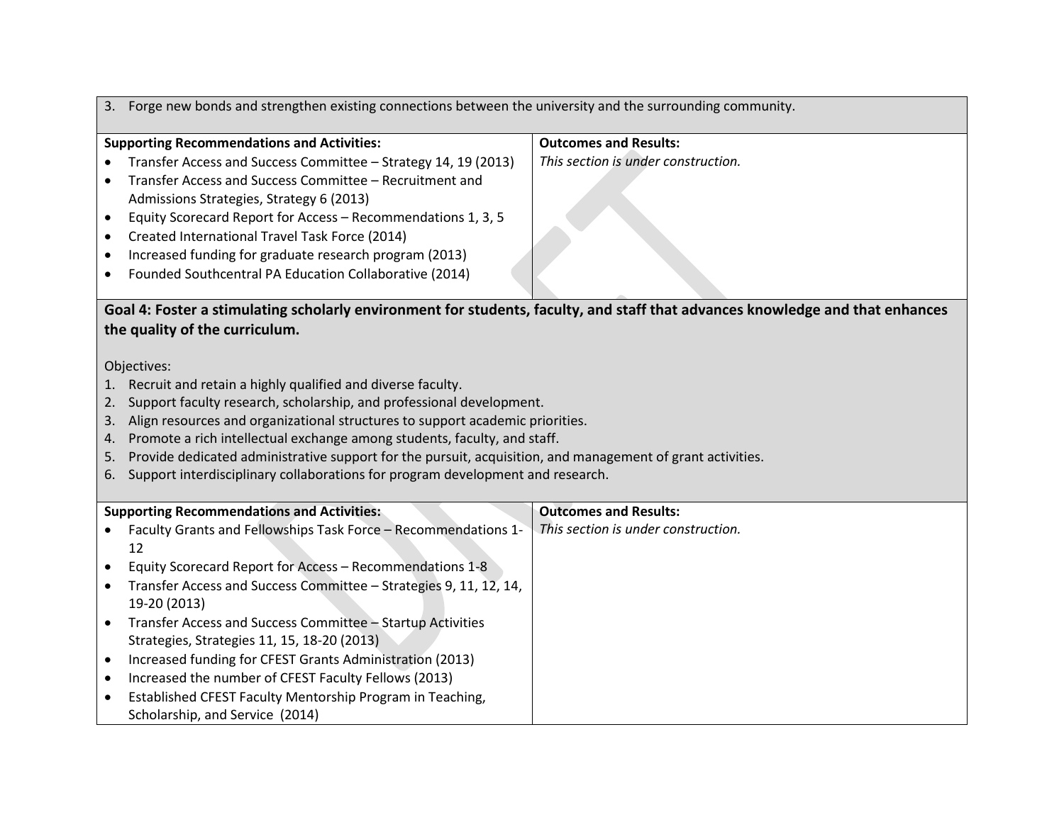3. Forge new bonds and strengthen existing connections between the university and the surrounding community.

| Supporting Recommendations and Activities: | Outcomes and Results: |
| --- | --- |
| • Transfer Access and Success Committee – Strategy 14, 19 (2013)<br>• Transfer Access and Success Committee – Recruitment and Admissions Strategies, Strategy 6 (2013)<br>• Equity Scorecard Report for Access – Recommendations 1, 3, 5<br>• Created International Travel Task Force (2014)<br>• Increased funding for graduate research program (2013)<br>• Founded Southcentral PA Education Collaborative (2014) | *This section is under construction.* |

**Goal 4: Foster a stimulating scholarly environment for students, faculty, and staff that advances knowledge and that enhances the quality of the curriculum.**

Objectives:

1. Recruit and retain a highly qualified and diverse faculty.
2. Support faculty research, scholarship, and professional development.
3. Align resources and organizational structures to support academic priorities.
4. Promote a rich intellectual exchange among students, faculty, and staff.
5. Provide dedicated administrative support for the pursuit, acquisition, and management of grant activities.
6. Support interdisciplinary collaborations for program development and research.

| Supporting Recommendations and Activities: | Outcomes and Results: |
| --- | --- |
| • Faculty Grants and Fellowships Task Force – Recommendations 1-12<br>• Equity Scorecard Report for Access – Recommendations 1-8<br>• Transfer Access and Success Committee – Strategies 9, 11, 12, 14, 19-20 (2013)<br>• Transfer Access and Success Committee – Startup Activities Strategies, Strategies 11, 15, 18-20 (2013)<br>• Increased funding for CFEST Grants Administration (2013)<br>• Increased the number of CFEST Faculty Fellows (2013)<br>• Established CFEST Faculty Mentorship Program in Teaching, Scholarship, and Service (2014) | *This section is under construction.* |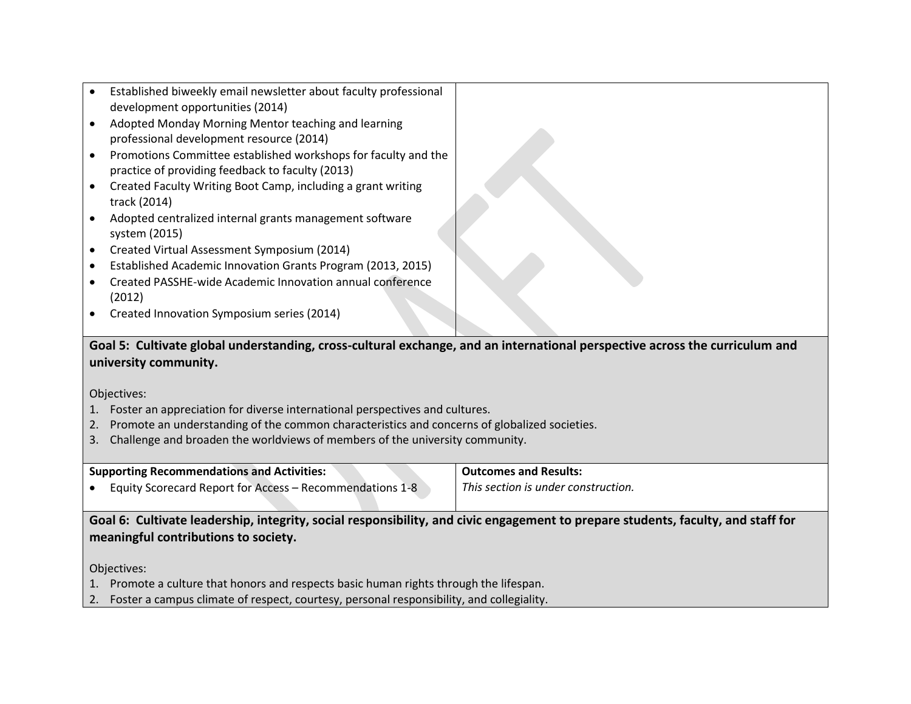| | |
|---|---|
| • Established biweekly email newsletter about faculty professional development opportunities (2014)<br>• Adopted Monday Morning Mentor teaching and learning professional development resource (2014)<br>• Promotions Committee established workshops for faculty and the practice of providing feedback to faculty (2013)<br>• Created Faculty Writing Boot Camp, including a grant writing track (2014)<br>• Adopted centralized internal grants management software system (2015)<br>• Created Virtual Assessment Symposium (2014)<br>• Established Academic Innovation Grants Program (2013, 2015)<br>• Created PASSHE-wide Academic Innovation annual conference (2012)<br>• Created Innovation Symposium series (2014) | |

**Goal 5: Cultivate global understanding, cross-cultural exchange, and an international perspective across the curriculum and university community.**

Objectives:

1. Foster an appreciation for diverse international perspectives and cultures.
2. Promote an understanding of the common characteristics and concerns of globalized societies.
3. Challenge and broaden the worldviews of members of the university community.

| **Supporting Recommendations and Activities:** | **Outcomes and Results:** |
|---|---|
| • Equity Scorecard Report for Access – Recommendations 1-8 | *This section is under construction.* |

**Goal 6: Cultivate leadership, integrity, social responsibility, and civic engagement to prepare students, faculty, and staff for meaningful contributions to society.**

Objectives:

1. Promote a culture that honors and respects basic human rights through the lifespan.
2. Foster a campus climate of respect, courtesy, personal responsibility, and collegiality.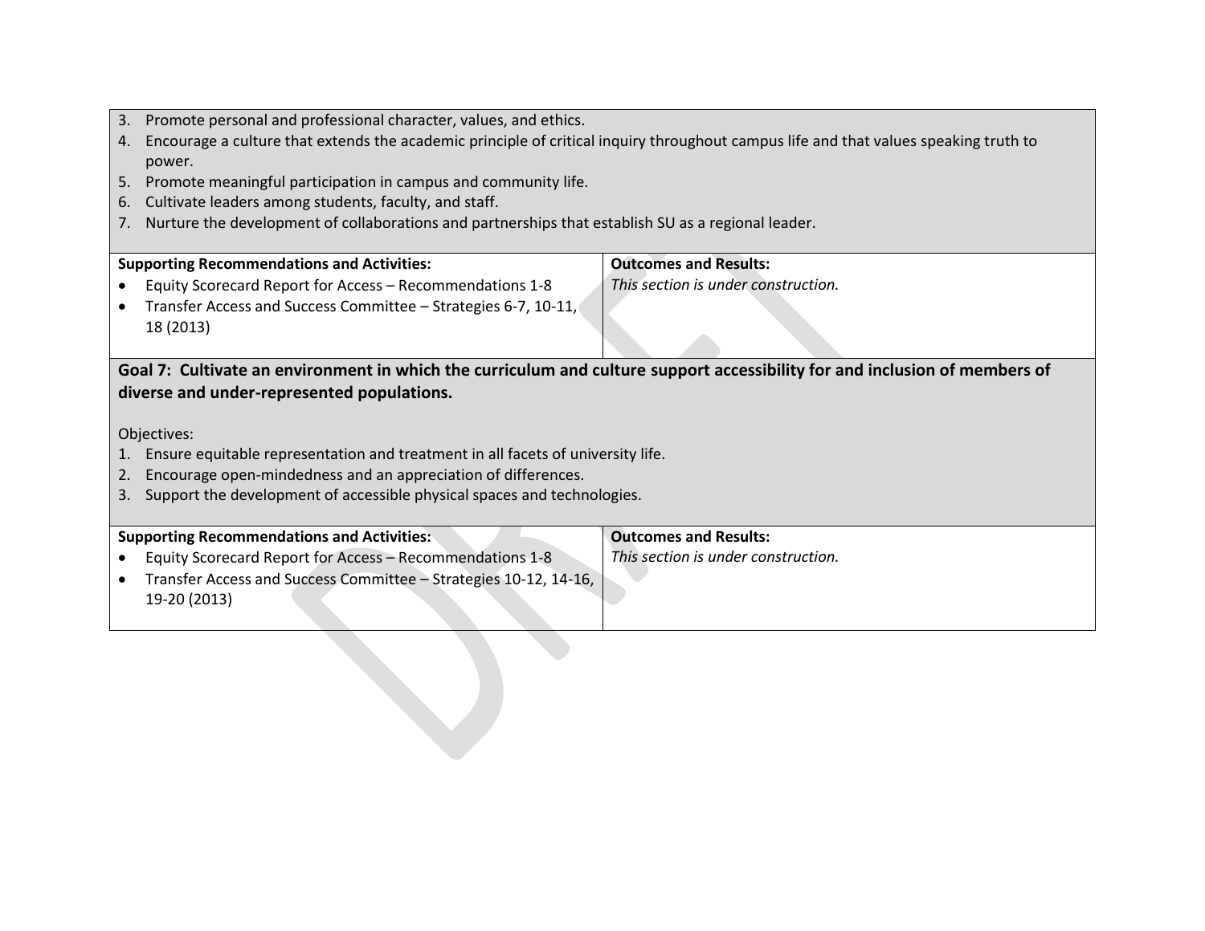3. Promote personal and professional character, values, and ethics.
4. Encourage a culture that extends the academic principle of critical inquiry throughout campus life and that values speaking truth to power.
5. Promote meaningful participation in campus and community life.
6. Cultivate leaders among students, faculty, and staff.
7. Nurture the development of collaborations and partnerships that establish SU as a regional leader.

| **Supporting Recommendations and Activities:** | **Outcomes and Results:** |
| --- | --- |
| • Equity Scorecard Report for Access – Recommendations 1-8<br>• Transfer Access and Success Committee – Strategies 6-7, 10-11, 18 (2013) | *This section is under construction.* |

**Goal 7: Cultivate an environment in which the curriculum and culture support accessibility for and inclusion of members of diverse and under-represented populations.**

Objectives:

1. Ensure equitable representation and treatment in all facets of university life.
2. Encourage open-mindedness and an appreciation of differences.
3. Support the development of accessible physical spaces and technologies.

| **Supporting Recommendations and Activities:** | **Outcomes and Results:** |
| --- | --- |
| • Equity Scorecard Report for Access – Recommendations 1-8<br>• Transfer Access and Success Committee – Strategies 10-12, 14-16, 19-20 (2013) | *This section is under construction.* |